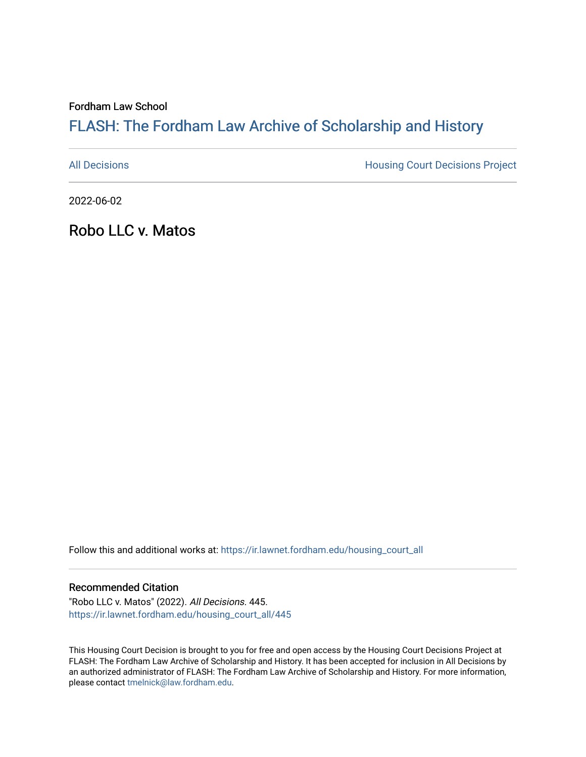Fordham Law School

# FLASH: The Fordham Law Archive of Scholarship and History

All Decisions | Housing Court Decisions Project

2022-06-02

## Robo LLC v. Matos

Follow this and additional works at: https://ir.lawnet.fordham.edu/housing_court_all

### Recommended Citation

"Robo LLC v. Matos" (2022). *All Decisions*. 445.
https://ir.lawnet.fordham.edu/housing_court_all/445

This Housing Court Decision is brought to you for free and open access by the Housing Court Decisions Project at FLASH: The Fordham Law Archive of Scholarship and History. It has been accepted for inclusion in All Decisions by an authorized administrator of FLASH: The Fordham Law Archive of Scholarship and History. For more information, please contact tmelnick@law.fordham.edu.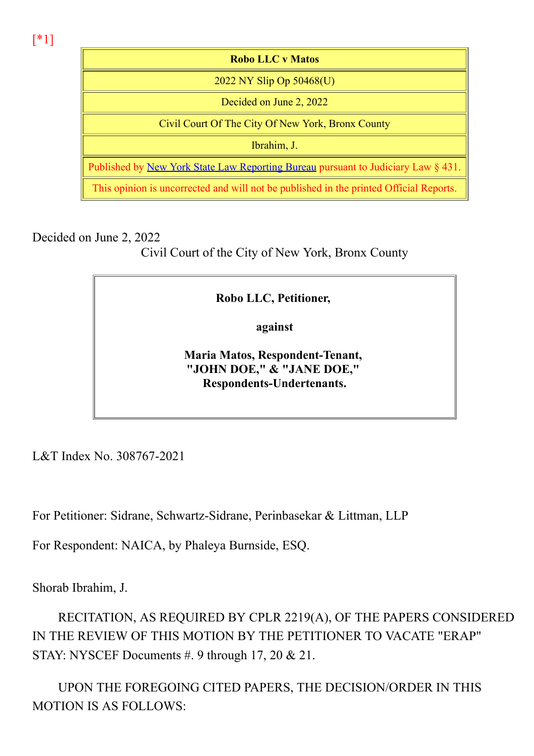[*1]

| Robo LLC v Matos |
| --- |
| 2022 NY Slip Op 50468(U) |
| Decided on June 2, 2022 |
| Civil Court Of The City Of New York, Bronx County |
| Ibrahim, J. |
| Published by New York State Law Reporting Bureau pursuant to Judiciary Law § 431. |
| This opinion is uncorrected and will not be published in the printed Official Reports. |

Decided on June 2, 2022

Civil Court of the City of New York, Bronx County

**Robo LLC, Petitioner,**

**against**

**Maria Matos, Respondent-Tenant, "JOHN DOE," & "JANE DOE," Respondents-Undertenants.**

L&T Index No. 308767-2021

For Petitioner: Sidrane, Schwartz-Sidrane, Perinbasekar & Littman, LLP

For Respondent: NAICA, by Phaleya Burnside, ESQ.

Shorab Ibrahim, J.

RECITATION, AS REQUIRED BY CPLR 2219(A), OF THE PAPERS CONSIDERED IN THE REVIEW OF THIS MOTION BY THE PETITIONER TO VACATE "ERAP" STAY: NYSCEF Documents #. 9 through 17, 20 & 21.

UPON THE FOREGOING CITED PAPERS, THE DECISION/ORDER IN THIS MOTION IS AS FOLLOWS: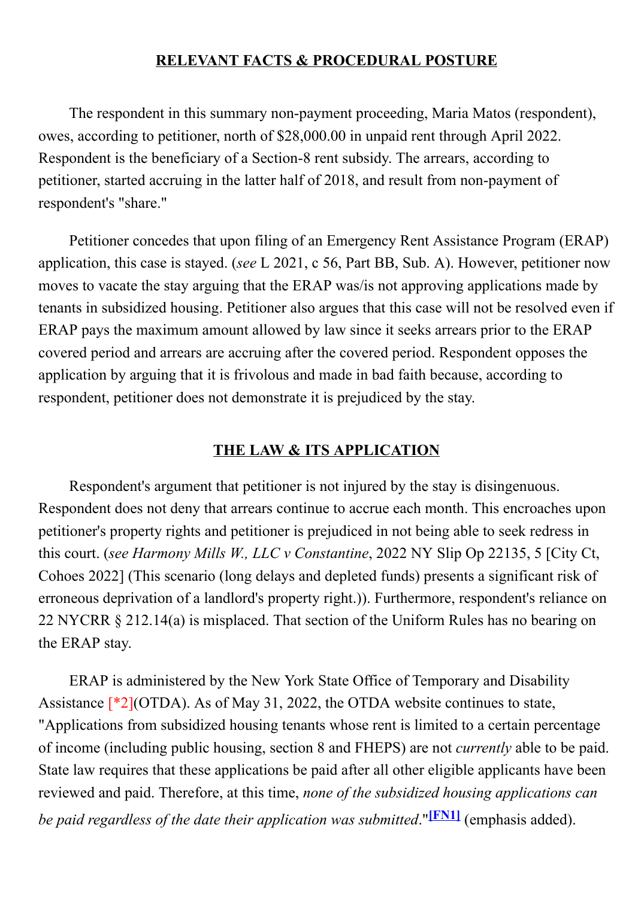## RELEVANT FACTS & PROCEDURAL POSTURE

The respondent in this summary non-payment proceeding, Maria Matos (respondent), owes, according to petitioner, north of $28,000.00 in unpaid rent through April 2022. Respondent is the beneficiary of a Section-8 rent subsidy. The arrears, according to petitioner, started accruing in the latter half of 2018, and result from non-payment of respondent's "share."

Petitioner concedes that upon filing of an Emergency Rent Assistance Program (ERAP) application, this case is stayed. (*see* L 2021, c 56, Part BB, Sub. A). However, petitioner now moves to vacate the stay arguing that the ERAP was/is not approving applications made by tenants in subsidized housing. Petitioner also argues that this case will not be resolved even if ERAP pays the maximum amount allowed by law since it seeks arrears prior to the ERAP covered period and arrears are accruing after the covered period. Respondent opposes the application by arguing that it is frivolous and made in bad faith because, according to respondent, petitioner does not demonstrate it is prejudiced by the stay.

## THE LAW & ITS APPLICATION

Respondent's argument that petitioner is not injured by the stay is disingenuous. Respondent does not deny that arrears continue to accrue each month. This encroaches upon petitioner's property rights and petitioner is prejudiced in not being able to seek redress in this court. (*see Harmony Mills W., LLC v Constantine*, 2022 NY Slip Op 22135, 5 [City Ct, Cohoes 2022] (This scenario (long delays and depleted funds) presents a significant risk of erroneous deprivation of a landlord's property right.)). Furthermore, respondent's reliance on 22 NYCRR § 212.14(a) is misplaced. That section of the Uniform Rules has no bearing on the ERAP stay.

ERAP is administered by the New York State Office of Temporary and Disability Assistance [*2](OTDA). As of May 31, 2022, the OTDA website continues to state, "Applications from subsidized housing tenants whose rent is limited to a certain percentage of income (including public housing, section 8 and FHEPS) are not *currently* able to be paid. State law requires that these applications be paid after all other eligible applicants have been reviewed and paid. Therefore, at this time, *none of the subsidized housing applications can be paid regardless of the date their application was submitted*."[FN1] (emphasis added).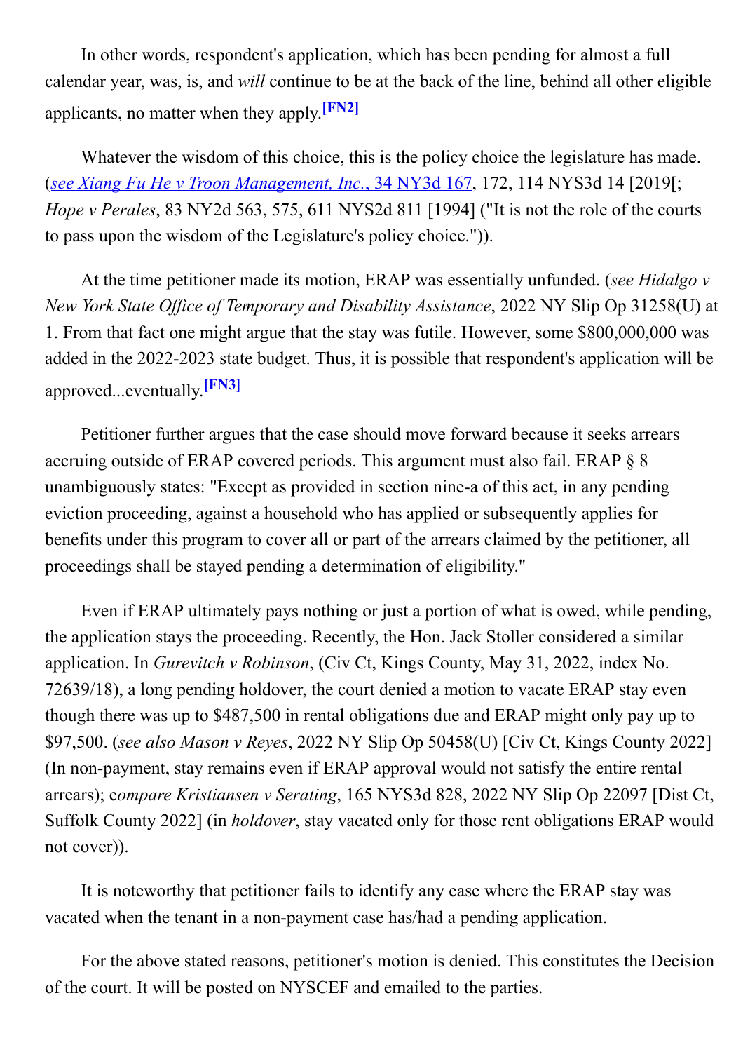In other words, respondent's application, which has been pending for almost a full calendar year, was, is, and *will* continue to be at the back of the line, behind all other eligible applicants, no matter when they apply.[FN2]

Whatever the wisdom of this choice, this is the policy choice the legislature has made. (*see Xiang Fu He v Troon Management, Inc.*, 34 NY3d 167, 172, 114 NYS3d 14 [2019[; *Hope v Perales*, 83 NY2d 563, 575, 611 NYS2d 811 [1994] ("It is not the role of the courts to pass upon the wisdom of the Legislature's policy choice.")).

At the time petitioner made its motion, ERAP was essentially unfunded. (*see Hidalgo v New York State Office of Temporary and Disability Assistance*, 2022 NY Slip Op 31258(U) at 1. From that fact one might argue that the stay was futile. However, some $800,000,000 was added in the 2022-2023 state budget. Thus, it is possible that respondent's application will be approved...eventually.[FN3]

Petitioner further argues that the case should move forward because it seeks arrears accruing outside of ERAP covered periods. This argument must also fail. ERAP § 8 unambiguously states: "Except as provided in section nine-a of this act, in any pending eviction proceeding, against a household who has applied or subsequently applies for benefits under this program to cover all or part of the arrears claimed by the petitioner, all proceedings shall be stayed pending a determination of eligibility."

Even if ERAP ultimately pays nothing or just a portion of what is owed, while pending, the application stays the proceeding. Recently, the Hon. Jack Stoller considered a similar application. In *Gurevitch v Robinson*, (Civ Ct, Kings County, May 31, 2022, index No. 72639/18), a long pending holdover, the court denied a motion to vacate ERAP stay even though there was up to $487,500 in rental obligations due and ERAP might only pay up to $97,500. (*see also Mason v Reyes*, 2022 NY Slip Op 50458(U) [Civ Ct, Kings County 2022] (In non-payment, stay remains even if ERAP approval would not satisfy the entire rental arrears); c*ompare Kristiansen v Serating*, 165 NYS3d 828, 2022 NY Slip Op 22097 [Dist Ct, Suffolk County 2022] (in *holdover*, stay vacated only for those rent obligations ERAP would not cover)).

It is noteworthy that petitioner fails to identify any case where the ERAP stay was vacated when the tenant in a non-payment case has/had a pending application.

For the above stated reasons, petitioner's motion is denied. This constitutes the Decision of the court. It will be posted on NYSCEF and emailed to the parties.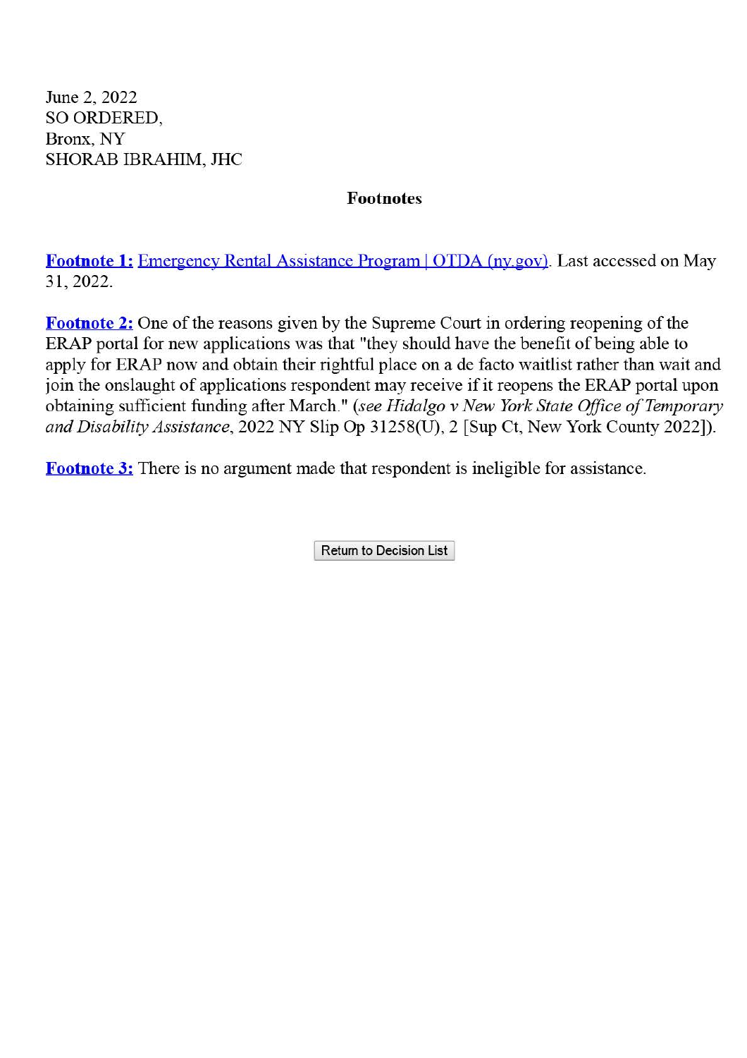June 2, 2022
SO ORDERED,
Bronx, NY
SHORAB IBRAHIM, JHC

## Footnotes

**Footnote 1:** Emergency Rental Assistance Program | OTDA (ny.gov). Last accessed on May 31, 2022.

**Footnote 2:** One of the reasons given by the Supreme Court in ordering reopening of the ERAP portal for new applications was that "they should have the benefit of being able to apply for ERAP now and obtain their rightful place on a de facto waitlist rather than wait and join the onslaught of applications respondent may receive if it reopens the ERAP portal upon obtaining sufficient funding after March." (*see Hidalgo v New York State Office of Temporary and Disability Assistance*, 2022 NY Slip Op 31258(U), 2 [Sup Ct, New York County 2022]).

**Footnote 3:** There is no argument made that respondent is ineligible for assistance.

Return to Decision List